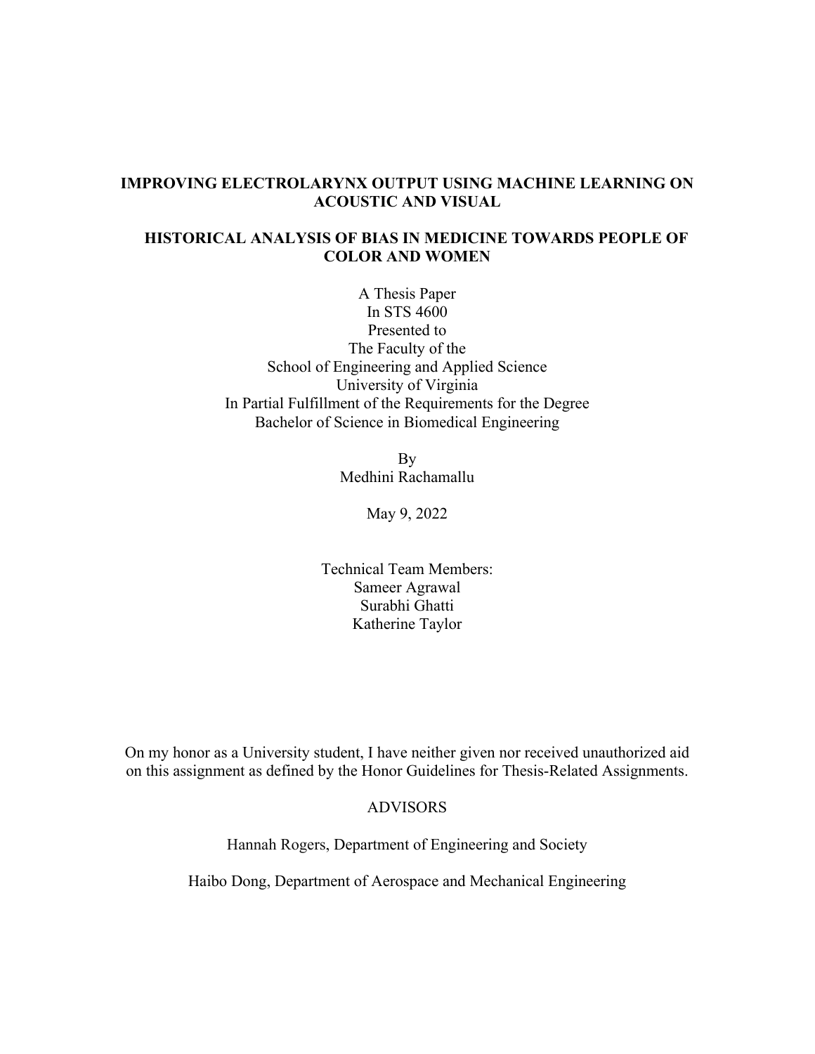# IMPROVING ELECTROLARYNX OUTPUT USING MACHINE LEARNING ON ACOUSTIC AND VISUAL

# HISTORICAL ANALYSIS OF BIAS IN MEDICINE TOWARDS PEOPLE OF COLOR AND WOMEN

A Thesis Paper
In STS 4600
Presented to
The Faculty of the
School of Engineering and Applied Science
University of Virginia
In Partial Fulfillment of the Requirements for the Degree
Bachelor of Science in Biomedical Engineering

By
Medhini Rachamallu

May 9, 2022

Technical Team Members:
Sameer Agrawal
Surabhi Ghatti
Katherine Taylor

On my honor as a University student, I have neither given nor received unauthorized aid on this assignment as defined by the Honor Guidelines for Thesis-Related Assignments.

ADVISORS

Hannah Rogers, Department of Engineering and Society

Haibo Dong, Department of Aerospace and Mechanical Engineering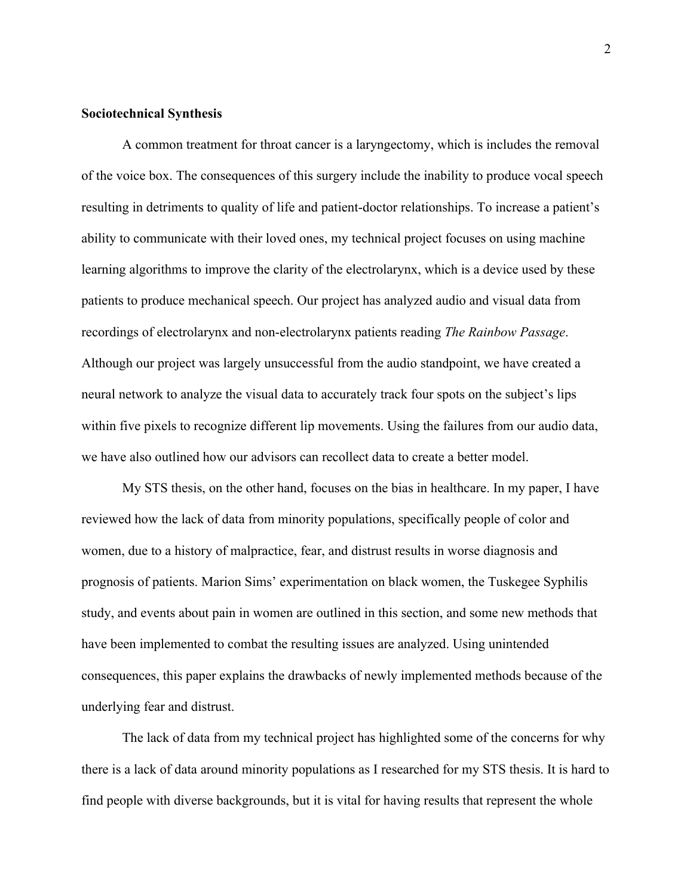**Sociotechnical Synthesis**

A common treatment for throat cancer is a laryngectomy, which is includes the removal of the voice box. The consequences of this surgery include the inability to produce vocal speech resulting in detriments to quality of life and patient-doctor relationships. To increase a patient's ability to communicate with their loved ones, my technical project focuses on using machine learning algorithms to improve the clarity of the electrolarynx, which is a device used by these patients to produce mechanical speech. Our project has analyzed audio and visual data from recordings of electrolarynx and non-electrolarynx patients reading *The Rainbow Passage*. Although our project was largely unsuccessful from the audio standpoint, we have created a neural network to analyze the visual data to accurately track four spots on the subject's lips within five pixels to recognize different lip movements. Using the failures from our audio data, we have also outlined how our advisors can recollect data to create a better model.

My STS thesis, on the other hand, focuses on the bias in healthcare. In my paper, I have reviewed how the lack of data from minority populations, specifically people of color and women, due to a history of malpractice, fear, and distrust results in worse diagnosis and prognosis of patients. Marion Sims' experimentation on black women, the Tuskegee Syphilis study, and events about pain in women are outlined in this section, and some new methods that have been implemented to combat the resulting issues are analyzed. Using unintended consequences, this paper explains the drawbacks of newly implemented methods because of the underlying fear and distrust.

The lack of data from my technical project has highlighted some of the concerns for why there is a lack of data around minority populations as I researched for my STS thesis. It is hard to find people with diverse backgrounds, but it is vital for having results that represent the whole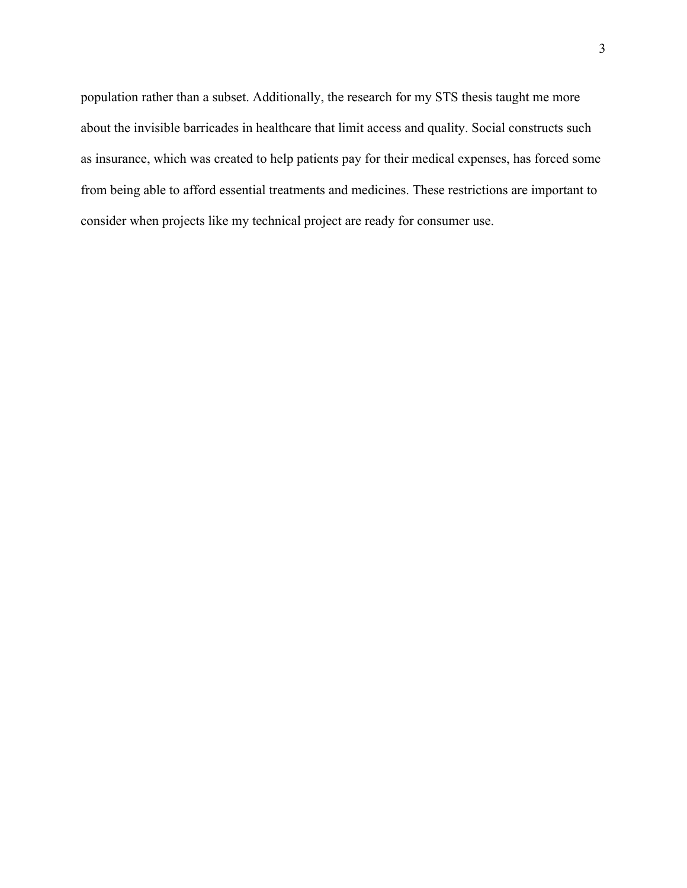population rather than a subset. Additionally, the research for my STS thesis taught me more about the invisible barricades in healthcare that limit access and quality. Social constructs such as insurance, which was created to help patients pay for their medical expenses, has forced some from being able to afford essential treatments and medicines. These restrictions are important to consider when projects like my technical project are ready for consumer use.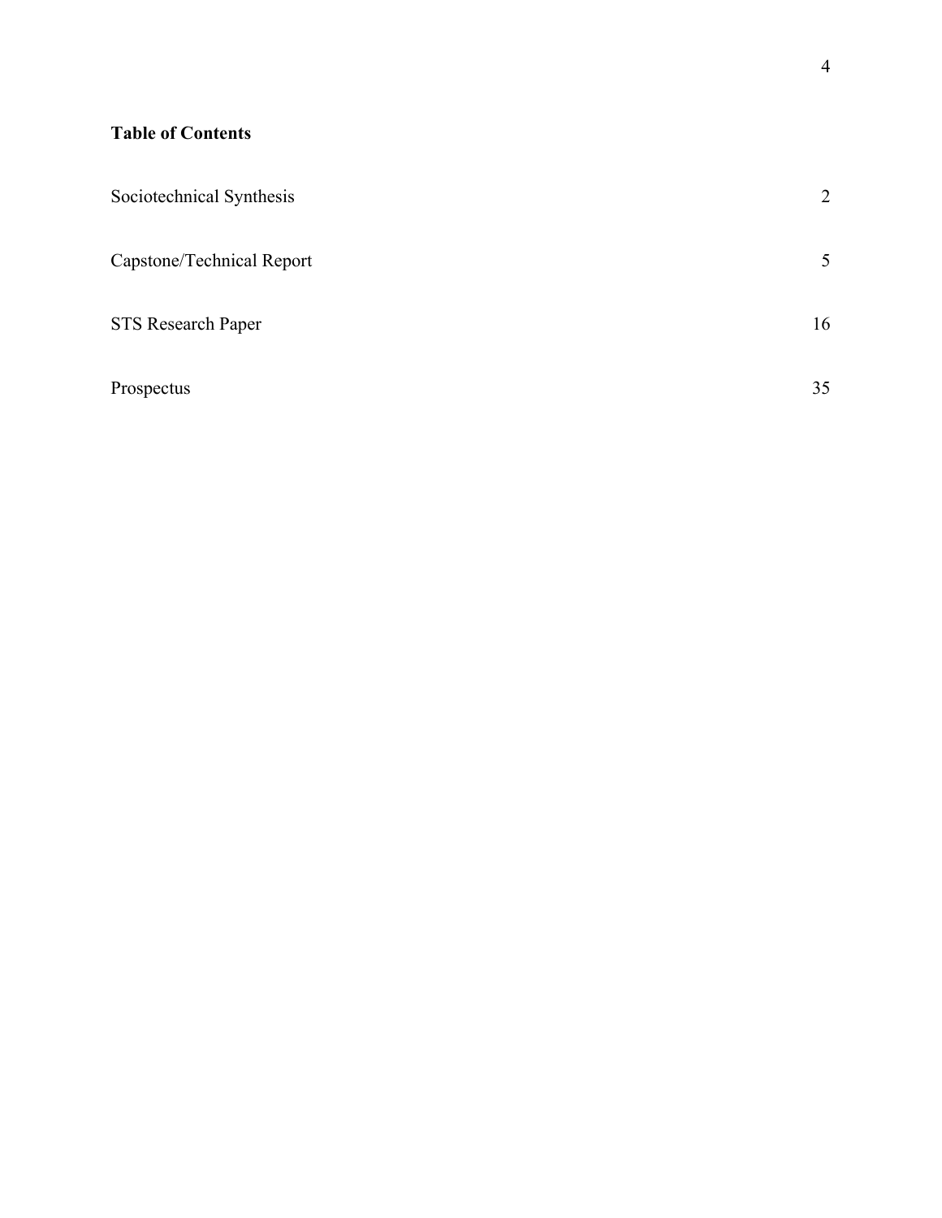**Table of Contents**

| | |
|---|---|
| Sociotechnical Synthesis | 2 |
| Capstone/Technical Report | 5 |
| STS Research Paper | 16 |
| Prospectus | 35 |